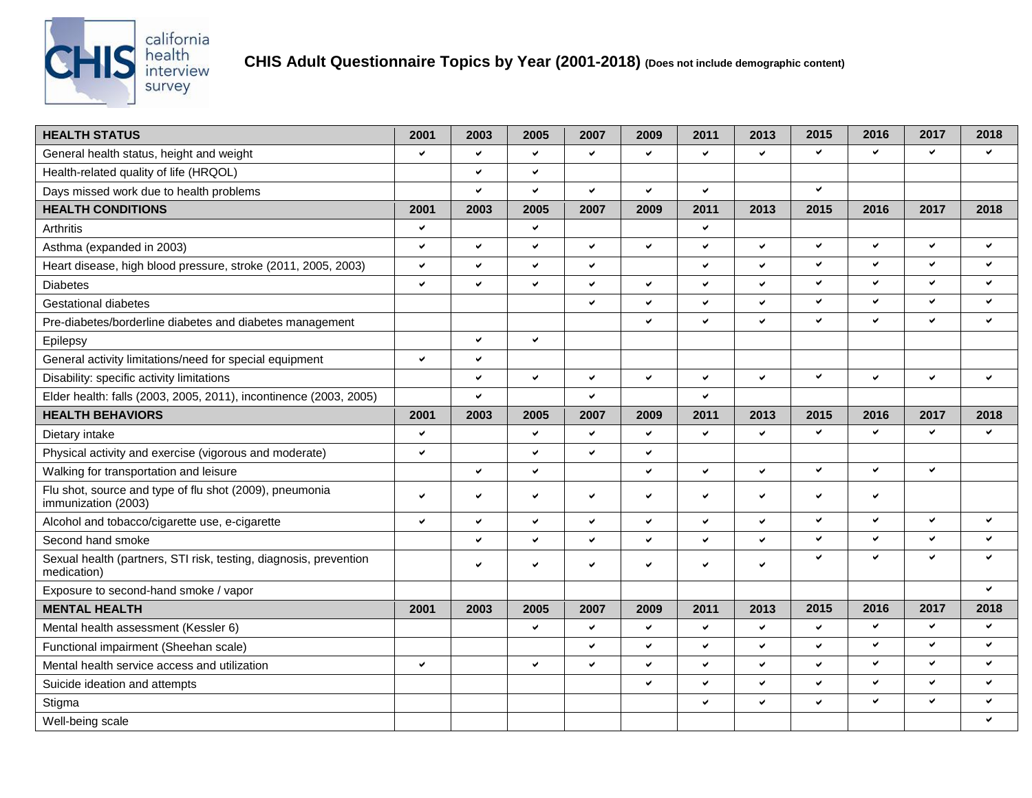# CHIS Adult Questionnaire Topics by Year (2001-2018) (Does not include demographic content)

| HEALTH STATUS | 2001 | 2003 | 2005 | 2007 | 2009 | 2011 | 2013 | 2015 | 2016 | 2017 | 2018 |
|---|---|---|---|---|---|---|---|---|---|---|---|
| General health status, height and weight | ✔ | ✔ | ✔ | ✔ | ✔ | ✔ | ✔ | ✔ | ✔ | ✔ | ✔ |
| Health-related quality of life (HRQOL) | | ✔ | ✔ | | | | | | | | |
| Days missed work due to health problems | | ✔ | ✔ | ✔ | ✔ | ✔ | | ✔ | | | |
| **HEALTH CONDITIONS** | **2001** | **2003** | **2005** | **2007** | **2009** | **2011** | **2013** | **2015** | **2016** | **2017** | **2018** |
| Arthritis | ✔ | | ✔ | | | ✔ | | | | | |
| Asthma (expanded in 2003) | ✔ | ✔ | ✔ | ✔ | ✔ | ✔ | ✔ | ✔ | ✔ | ✔ | ✔ |
| Heart disease, high blood pressure, stroke (2011, 2005, 2003) | ✔ | ✔ | ✔ | ✔ | | ✔ | ✔ | ✔ | ✔ | ✔ | ✔ |
| Diabetes | ✔ | ✔ | ✔ | ✔ | ✔ | ✔ | ✔ | ✔ | ✔ | ✔ | ✔ |
| Gestational diabetes | | | | ✔ | ✔ | ✔ | ✔ | ✔ | ✔ | ✔ | ✔ |
| Pre-diabetes/borderline diabetes and diabetes management | | | | | ✔ | ✔ | ✔ | ✔ | ✔ | ✔ | ✔ |
| Epilepsy | | ✔ | ✔ | | | | | | | | |
| General activity limitations/need for special equipment | ✔ | ✔ | | | | | | | | | |
| Disability: specific activity limitations | | ✔ | ✔ | ✔ | ✔ | ✔ | ✔ | ✔ | ✔ | ✔ | ✔ |
| Elder health: falls (2003, 2005, 2011), incontinence (2003, 2005) | | ✔ | | ✔ | | ✔ | | | | | |
| **HEALTH BEHAVIORS** | **2001** | **2003** | **2005** | **2007** | **2009** | **2011** | **2013** | **2015** | **2016** | **2017** | **2018** |
| Dietary intake | ✔ | | ✔ | ✔ | ✔ | ✔ | ✔ | ✔ | ✔ | ✔ | ✔ |
| Physical activity and exercise (vigorous and moderate) | ✔ | | ✔ | ✔ | ✔ | | | | | | |
| Walking for transportation and leisure | | ✔ | ✔ | | ✔ | ✔ | ✔ | ✔ | ✔ | ✔ | |
| Flu shot, source and type of flu shot (2009), pneumonia immunization (2003) | ✔ | ✔ | ✔ | ✔ | ✔ | ✔ | ✔ | ✔ | ✔ | | |
| Alcohol and tobacco/cigarette use, e-cigarette | ✔ | ✔ | ✔ | ✔ | ✔ | ✔ | ✔ | ✔ | ✔ | ✔ | ✔ |
| Second hand smoke | | ✔ | ✔ | ✔ | ✔ | ✔ | ✔ | ✔ | ✔ | ✔ | ✔ |
| Sexual health (partners, STI risk, testing, diagnosis, prevention medication) | | ✔ | ✔ | ✔ | ✔ | ✔ | ✔ | ✔ | ✔ | ✔ | ✔ |
| Exposure to second-hand smoke / vapor | | | | | | | | | | | ✔ |
| **MENTAL HEALTH** | **2001** | **2003** | **2005** | **2007** | **2009** | **2011** | **2013** | **2015** | **2016** | **2017** | **2018** |
| Mental health assessment (Kessler 6) | | | ✔ | ✔ | ✔ | ✔ | ✔ | ✔ | ✔ | ✔ | ✔ |
| Functional impairment (Sheehan scale) | | | | ✔ | ✔ | ✔ | ✔ | ✔ | ✔ | ✔ | ✔ |
| Mental health service access and utilization | ✔ | | ✔ | ✔ | ✔ | ✔ | ✔ | ✔ | ✔ | ✔ | ✔ |
| Suicide ideation and attempts | | | | | ✔ | ✔ | ✔ | ✔ | ✔ | ✔ | ✔ |
| Stigma | | | | | | ✔ | ✔ | ✔ | ✔ | ✔ | ✔ |
| Well-being scale | | | | | | | | | | | ✔ |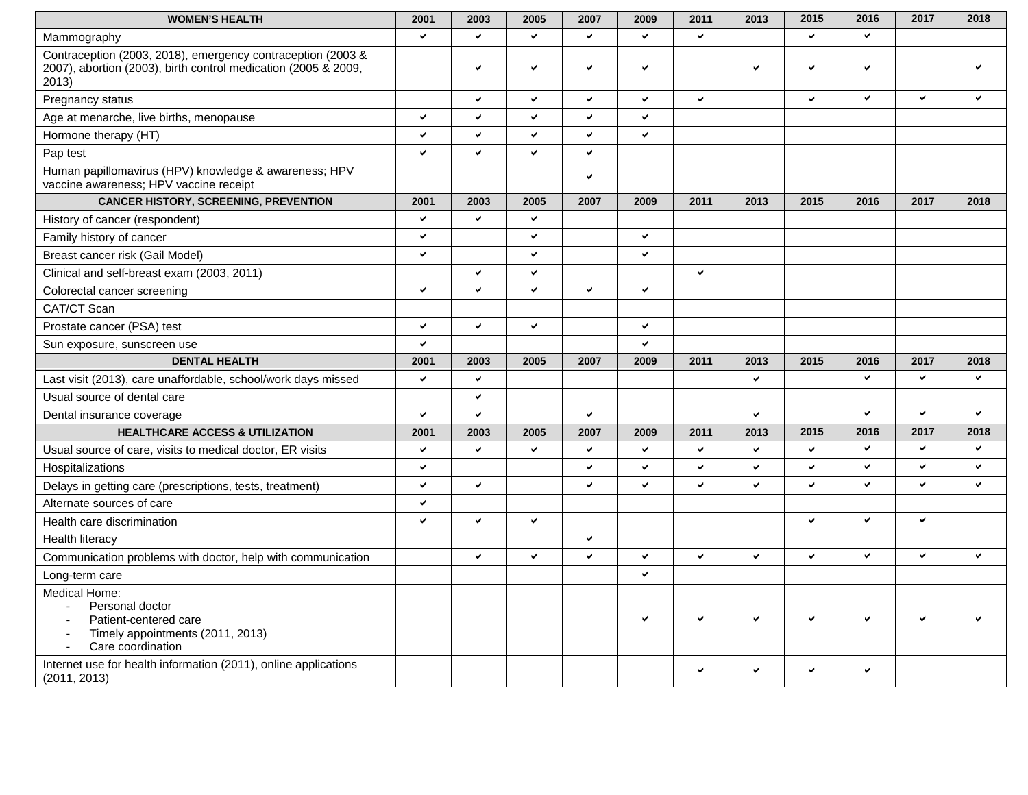| WOMEN'S HEALTH | 2001 | 2003 | 2005 | 2007 | 2009 | 2011 | 2013 | 2015 | 2016 | 2017 | 2018 |
|---|---|---|---|---|---|---|---|---|---|---|---|
| Mammography | ✔ | ✔ | ✔ | ✔ | ✔ | ✔ | | ✔ | ✔ | | |
| Contraception (2003, 2018), emergency contraception (2003 & 2007), abortion (2003), birth control medication (2005 & 2009, 2013) | | ✔ | ✔ | ✔ | ✔ | | ✔ | ✔ | ✔ | | ✔ |
| Pregnancy status | | ✔ | ✔ | ✔ | ✔ | ✔ | | ✔ | ✔ | ✔ | ✔ |
| Age at menarche, live births, menopause | ✔ | ✔ | ✔ | ✔ | ✔ | | | | | | |
| Hormone therapy (HT) | ✔ | ✔ | ✔ | ✔ | ✔ | | | | | | |
| Pap test | ✔ | ✔ | ✔ | ✔ | | | | | | | |
| Human papillomavirus (HPV) knowledge & awareness; HPV vaccine awareness; HPV vaccine receipt | | | | ✔ | | | | | | | |
| **CANCER HISTORY, SCREENING, PREVENTION** | **2001** | **2003** | **2005** | **2007** | **2009** | **2011** | **2013** | **2015** | **2016** | **2017** | **2018** |
| History of cancer (respondent) | ✔ | ✔ | ✔ | | | | | | | | |
| Family history of cancer | ✔ | | ✔ | | ✔ | | | | | | |
| Breast cancer risk (Gail Model) | ✔ | | ✔ | | ✔ | | | | | | |
| Clinical and self-breast exam (2003, 2011) | | ✔ | ✔ | | | ✔ | | | | | |
| Colorectal cancer screening | ✔ | ✔ | ✔ | ✔ | ✔ | | | | | | |
| CAT/CT Scan | | | | | | | | | | | |
| Prostate cancer (PSA) test | ✔ | ✔ | ✔ | | ✔ | | | | | | |
| Sun exposure, sunscreen use | ✔ | | | | ✔ | | | | | | |
| **DENTAL HEALTH** | **2001** | **2003** | **2005** | **2007** | **2009** | **2011** | **2013** | **2015** | **2016** | **2017** | **2018** |
| Last visit (2013), care unaffordable, school/work days missed | ✔ | ✔ | | | | | ✔ | | ✔ | ✔ | ✔ |
| Usual source of dental care | | ✔ | | | | | | | | | |
| Dental insurance coverage | ✔ | ✔ | | ✔ | | | ✔ | | ✔ | ✔ | ✔ |
| **HEALTHCARE ACCESS & UTILIZATION** | **2001** | **2003** | **2005** | **2007** | **2009** | **2011** | **2013** | **2015** | **2016** | **2017** | **2018** |
| Usual source of care, visits to medical doctor, ER visits | ✔ | ✔ | ✔ | ✔ | ✔ | ✔ | ✔ | ✔ | ✔ | ✔ | ✔ |
| Hospitalizations | ✔ | | | ✔ | ✔ | ✔ | ✔ | ✔ | ✔ | ✔ | ✔ |
| Delays in getting care (prescriptions, tests, treatment) | ✔ | ✔ | | ✔ | ✔ | ✔ | ✔ | ✔ | ✔ | ✔ | ✔ |
| Alternate sources of care | ✔ | | | | | | | | | | |
| Health care discrimination | ✔ | ✔ | ✔ | | | | | ✔ | ✔ | ✔ | |
| Health literacy | | | | ✔ | | | | | | | |
| Communication problems with doctor, help with communication | | ✔ | ✔ | ✔ | ✔ | ✔ | ✔ | ✔ | ✔ | ✔ | ✔ |
| Long-term care | | | | | ✔ | | | | | | |
| Medical Home:<br>- Personal doctor<br>- Patient-centered care<br>- Timely appointments (2011, 2013)<br>- Care coordination | | | | | ✔ | ✔ | ✔ | ✔ | ✔ | ✔ | ✔ |
| Internet use for health information (2011), online applications (2011, 2013) | | | | | | ✔ | ✔ | ✔ | ✔ | | |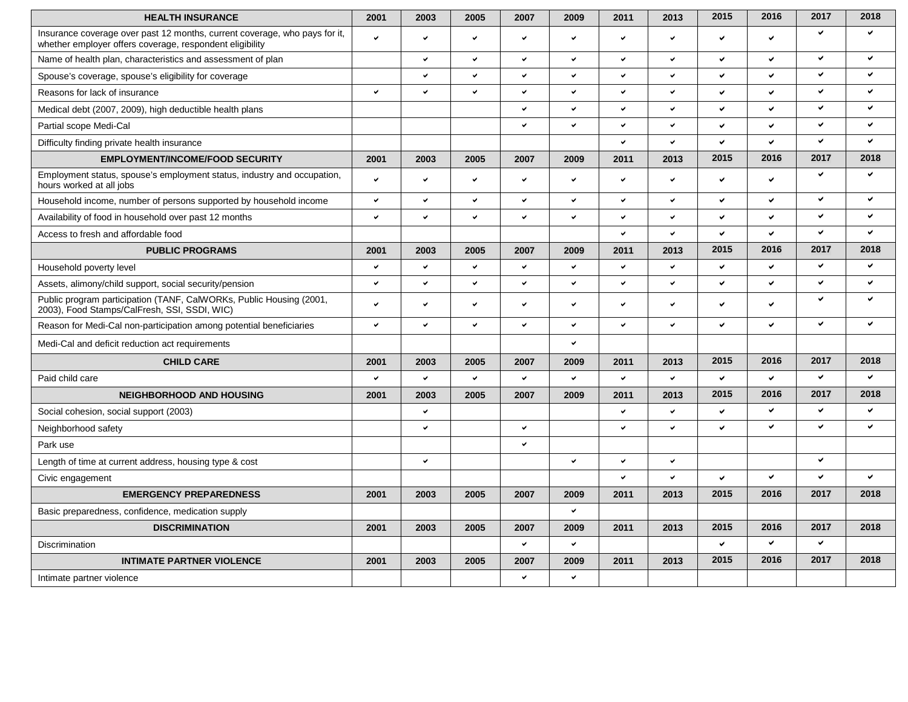| HEALTH INSURANCE | 2001 | 2003 | 2005 | 2007 | 2009 | 2011 | 2013 | 2015 | 2016 | 2017 | 2018 |
|---|---|---|---|---|---|---|---|---|---|---|---|
| Insurance coverage over past 12 months, current coverage, who pays for it, whether employer offers coverage, respondent eligibility | ✔ | ✔ | ✔ | ✔ | ✔ | ✔ | ✔ | ✔ | ✔ | ✔ | ✔ |
| Name of health plan, characteristics and assessment of plan | | ✔ | ✔ | ✔ | ✔ | ✔ | ✔ | ✔ | ✔ | ✔ | ✔ |
| Spouse's coverage, spouse's eligibility for coverage | | ✔ | ✔ | ✔ | ✔ | ✔ | ✔ | ✔ | ✔ | ✔ | ✔ |
| Reasons for lack of insurance | ✔ | ✔ | ✔ | ✔ | ✔ | ✔ | ✔ | ✔ | ✔ | ✔ | ✔ |
| Medical debt (2007, 2009), high deductible health plans | | | | ✔ | ✔ | ✔ | ✔ | ✔ | ✔ | ✔ | ✔ |
| Partial scope Medi-Cal | | | | ✔ | ✔ | ✔ | ✔ | ✔ | ✔ | ✔ | ✔ |
| Difficulty finding private health insurance | | | | | | ✔ | ✔ | ✔ | ✔ | ✔ | ✔ |
| **EMPLOYMENT/INCOME/FOOD SECURITY** | **2001** | **2003** | **2005** | **2007** | **2009** | **2011** | **2013** | **2015** | **2016** | **2017** | **2018** |
| Employment status, spouse's employment status, industry and occupation, hours worked at all jobs | ✔ | ✔ | ✔ | ✔ | ✔ | ✔ | ✔ | ✔ | ✔ | ✔ | ✔ |
| Household income, number of persons supported by household income | ✔ | ✔ | ✔ | ✔ | ✔ | ✔ | ✔ | ✔ | ✔ | ✔ | ✔ |
| Availability of food in household over past 12 months | ✔ | ✔ | ✔ | ✔ | ✔ | ✔ | ✔ | ✔ | ✔ | ✔ | ✔ |
| Access to fresh and affordable food | | | | | | ✔ | ✔ | ✔ | ✔ | ✔ | ✔ |
| **PUBLIC PROGRAMS** | **2001** | **2003** | **2005** | **2007** | **2009** | **2011** | **2013** | **2015** | **2016** | **2017** | **2018** |
| Household poverty level | ✔ | ✔ | ✔ | ✔ | ✔ | ✔ | ✔ | ✔ | ✔ | ✔ | ✔ |
| Assets, alimony/child support, social security/pension | ✔ | ✔ | ✔ | ✔ | ✔ | ✔ | ✔ | ✔ | ✔ | ✔ | ✔ |
| Public program participation (TANF, CalWORKs, Public Housing (2001, 2003), Food Stamps/CalFresh, SSI, SSDI, WIC) | ✔ | ✔ | ✔ | ✔ | ✔ | ✔ | ✔ | ✔ | ✔ | ✔ | ✔ |
| Reason for Medi-Cal non-participation among potential beneficiaries | ✔ | ✔ | ✔ | ✔ | ✔ | ✔ | ✔ | ✔ | ✔ | ✔ | ✔ |
| Medi-Cal and deficit reduction act requirements | | | | | ✔ | | | | | | |
| **CHILD CARE** | **2001** | **2003** | **2005** | **2007** | **2009** | **2011** | **2013** | **2015** | **2016** | **2017** | **2018** |
| Paid child care | ✔ | ✔ | ✔ | ✔ | ✔ | ✔ | ✔ | ✔ | ✔ | ✔ | ✔ |
| **NEIGHBORHOOD AND HOUSING** | **2001** | **2003** | **2005** | **2007** | **2009** | **2011** | **2013** | **2015** | **2016** | **2017** | **2018** |
| Social cohesion, social support (2003) | | ✔ | | | | ✔ | ✔ | ✔ | ✔ | ✔ | ✔ |
| Neighborhood safety | | ✔ | | ✔ | | ✔ | ✔ | ✔ | ✔ | ✔ | ✔ |
| Park use | | | | ✔ | | | | | | | |
| Length of time at current address, housing type & cost | | ✔ | | | ✔ | ✔ | ✔ | | | ✔ | |
| Civic engagement | | | | | | ✔ | ✔ | ✔ | ✔ | ✔ | ✔ |
| **EMERGENCY PREPAREDNESS** | **2001** | **2003** | **2005** | **2007** | **2009** | **2011** | **2013** | **2015** | **2016** | **2017** | **2018** |
| Basic preparedness, confidence, medication supply | | | | | ✔ | | | | | | |
| **DISCRIMINATION** | **2001** | **2003** | **2005** | **2007** | **2009** | **2011** | **2013** | **2015** | **2016** | **2017** | **2018** |
| Discrimination | | | | ✔ | ✔ | | | ✔ | ✔ | ✔ | |
| **INTIMATE PARTNER VIOLENCE** | **2001** | **2003** | **2005** | **2007** | **2009** | **2011** | **2013** | **2015** | **2016** | **2017** | **2018** |
| Intimate partner violence | | | | ✔ | ✔ | | | | | | |